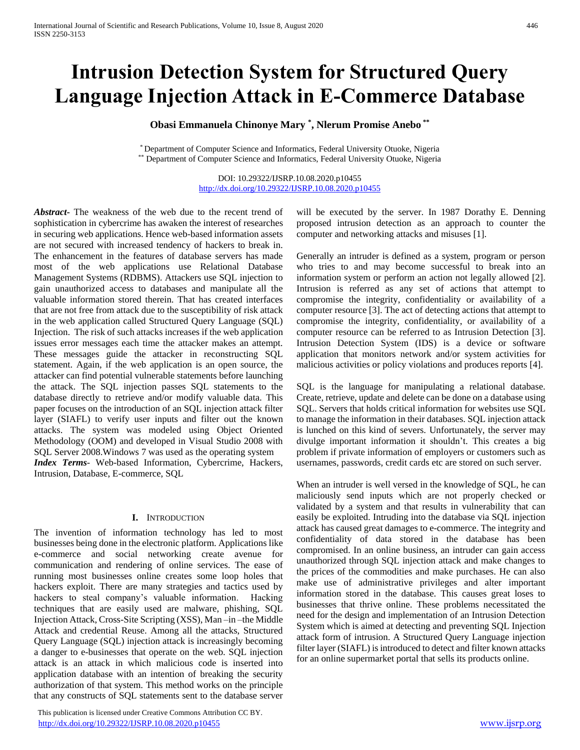# Intrusion Detection System for Structured Query Language Injection Attack in E-Commerce Database

**Obasi Emmanuela Chinonye Mary [*], Nlerum Promise Anebo [**]**

[*] Department of Computer Science and Informatics, Federal University Otuoke, Nigeria
[**] Department of Computer Science and Informatics, Federal University Otuoke, Nigeria

DOI: 10.29322/IJSRP.10.08.2020.p10455
http://dx.doi.org/10.29322/IJSRP.10.08.2020.p10455

***Abstract*****-** The weakness of the web due to the recent trend of sophistication in cybercrime has awaken the interest of researches in securing web applications. Hence web-based information assets are not secured with increased tendency of hackers to break in. The enhancement in the features of database servers has made most of the web applications use Relational Database Management Systems (RDBMS). Attackers use SQL injection to gain unauthorized access to databases and manipulate all the valuable information stored therein. That has created interfaces that are not free from attack due to the susceptibility of risk attack in the web application called Structured Query Language (SQL) Injection. The risk of such attacks increases if the web application issues error messages each time the attacker makes an attempt. These messages guide the attacker in reconstructing SQL statement. Again, if the web application is an open source, the attacker can find potential vulnerable statements before launching the attack. The SQL injection passes SQL statements to the database directly to retrieve and/or modify valuable data. This paper focuses on the introduction of an SQL injection attack filter layer (SIAFL) to verify user inputs and filter out the known attacks. The system was modeled using Object Oriented Methodology (OOM) and developed in Visual Studio 2008 with SQL Server 2008.Windows 7 was used as the operating system

***Index Terms*****-** Web-based Information, Cybercrime, Hackers, Intrusion, Database, E-commerce, SQL

## I. Introduction

The invention of information technology has led to most businesses being done in the electronic platform. Applications like e-commerce and social networking create avenue for communication and rendering of online services. The ease of running most businesses online creates some loop holes that hackers exploit. There are many strategies and tactics used by hackers to steal company's valuable information. Hacking techniques that are easily used are malware, phishing, SQL Injection Attack, Cross-Site Scripting (XSS), Man –in –the Middle Attack and credential Reuse. Among all the attacks, Structured Query Language (SQL) injection attack is increasingly becoming a danger to e-businesses that operate on the web. SQL injection attack is an attack in which malicious code is inserted into application database with an intention of breaking the security authorization of that system. This method works on the principle that any constructs of SQL statements sent to the database server will be executed by the server. In 1987 Dorathy E. Denning proposed intrusion detection as an approach to counter the computer and networking attacks and misuses [1].

Generally an intruder is defined as a system, program or person who tries to and may become successful to break into an information system or perform an action not legally allowed [2]. Intrusion is referred as any set of actions that attempt to compromise the integrity, confidentiality or availability of a computer resource [3]. The act of detecting actions that attempt to compromise the integrity, confidentiality, or availability of a computer resource can be referred to as Intrusion Detection [3]. Intrusion Detection System (IDS) is a device or software application that monitors network and/or system activities for malicious activities or policy violations and produces reports [4].

SQL is the language for manipulating a relational database. Create, retrieve, update and delete can be done on a database using SQL. Servers that holds critical information for websites use SQL to manage the information in their databases. SQL injection attack is lunched on this kind of severs. Unfortunately, the server may divulge important information it shouldn't. This creates a big problem if private information of employers or customers such as usernames, passwords, credit cards etc are stored on such server.

When an intruder is well versed in the knowledge of SQL, he can maliciously send inputs which are not properly checked or validated by a system and that results in vulnerability that can easily be exploited. Intruding into the database via SQL injection attack has caused great damages to e-commerce. The integrity and confidentiality of data stored in the database has been compromised. In an online business, an intruder can gain access unauthorized through SQL injection attack and make changes to the prices of the commodities and make purchases. He can also make use of administrative privileges and alter important information stored in the database. This causes great loses to businesses that thrive online. These problems necessitated the need for the design and implementation of an Intrusion Detection System which is aimed at detecting and preventing SQL Injection attack form of intrusion. A Structured Query Language injection filter layer (SIAFL) is introduced to detect and filter known attacks for an online supermarket portal that sells its products online.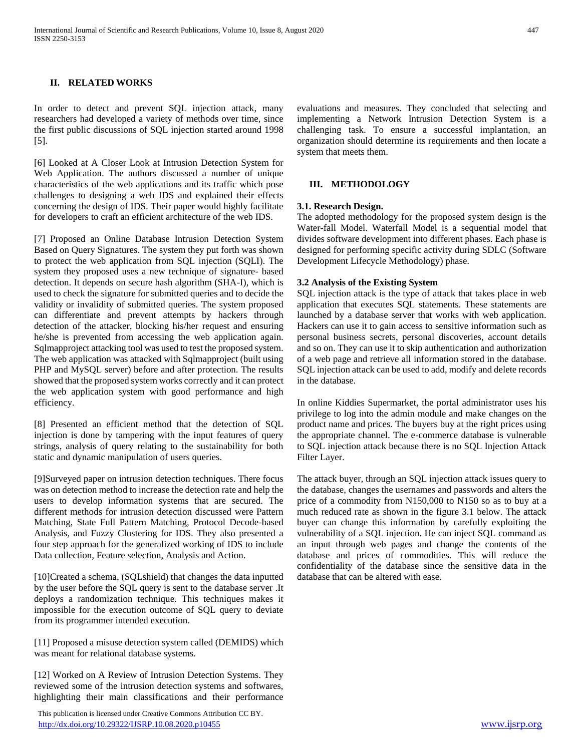## II. RELATED WORKS

In order to detect and prevent SQL injection attack, many researchers had developed a variety of methods over time, since the first public discussions of SQL injection started around 1998 [5].

[6] Looked at A Closer Look at Intrusion Detection System for Web Application. The authors discussed a number of unique characteristics of the web applications and its traffic which pose challenges to designing a web IDS and explained their effects concerning the design of IDS. Their paper would highly facilitate for developers to craft an efficient architecture of the web IDS.

[7] Proposed an Online Database Intrusion Detection System Based on Query Signatures. The system they put forth was shown to protect the web application from SQL injection (SQLI). The system they proposed uses a new technique of signature- based detection. It depends on secure hash algorithm (SHA-I), which is used to check the signature for submitted queries and to decide the validity or invalidity of submitted queries. The system proposed can differentiate and prevent attempts by hackers through detection of the attacker, blocking his/her request and ensuring he/she is prevented from accessing the web application again. Sqlmapproject attacking tool was used to test the proposed system. The web application was attacked with Sqlmapproject (built using PHP and MySQL server) before and after protection. The results showed that the proposed system works correctly and it can protect the web application system with good performance and high efficiency.

[8] Presented an efficient method that the detection of SQL injection is done by tampering with the input features of query strings, analysis of query relating to the sustainability for both static and dynamic manipulation of users queries.

[9]Surveyed paper on intrusion detection techniques. There focus was on detection method to increase the detection rate and help the users to develop information systems that are secured. The different methods for intrusion detection discussed were Pattern Matching, State Full Pattern Matching, Protocol Decode-based Analysis, and Fuzzy Clustering for IDS. They also presented a four step approach for the generalized working of IDS to include Data collection, Feature selection, Analysis and Action.

[10]Created a schema, (SQLshield) that changes the data inputted by the user before the SQL query is sent to the database server .It deploys a randomization technique. This techniques makes it impossible for the execution outcome of SQL query to deviate from its programmer intended execution.

[11] Proposed a misuse detection system called (DEMIDS) which was meant for relational database systems.

[12] Worked on A Review of Intrusion Detection Systems. They reviewed some of the intrusion detection systems and softwares, highlighting their main classifications and their performance evaluations and measures. They concluded that selecting and implementing a Network Intrusion Detection System is a challenging task. To ensure a successful implantation, an organization should determine its requirements and then locate a system that meets them.

## III. METHODOLOGY

### 3.1. Research Design.

The adopted methodology for the proposed system design is the Water-fall Model. Waterfall Model is a sequential model that divides software development into different phases. Each phase is designed for performing specific activity during SDLC (Software Development Lifecycle Methodology) phase.

### 3.2 Analysis of the Existing System

SQL injection attack is the type of attack that takes place in web application that executes SQL statements. These statements are launched by a database server that works with web application. Hackers can use it to gain access to sensitive information such as personal business secrets, personal discoveries, account details and so on. They can use it to skip authentication and authorization of a web page and retrieve all information stored in the database. SQL injection attack can be used to add, modify and delete records in the database.

In online Kiddies Supermarket, the portal administrator uses his privilege to log into the admin module and make changes on the product name and prices. The buyers buy at the right prices using the appropriate channel. The e-commerce database is vulnerable to SQL injection attack because there is no SQL Injection Attack Filter Layer.

The attack buyer, through an SQL injection attack issues query to the database, changes the usernames and passwords and alters the price of a commodity from N150,000 to N150 so as to buy at a much reduced rate as shown in the figure 3.1 below. The attack buyer can change this information by carefully exploiting the vulnerability of a SQL injection. He can inject SQL command as an input through web pages and change the contents of the database and prices of commodities. This will reduce the confidentiality of the database since the sensitive data in the database that can be altered with ease.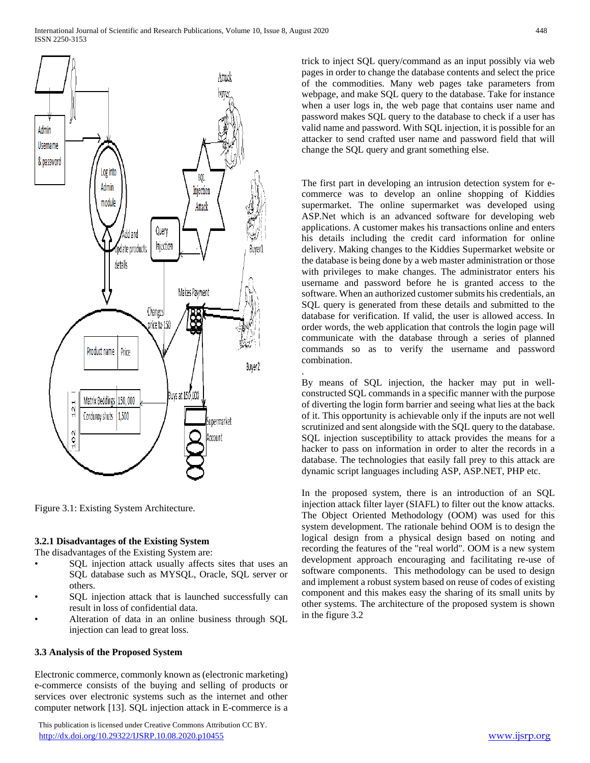Figure 3.1: Existing System Architecture.

### 3.2.1 Disadvantages of the Existing System

The disadvantages of the Existing System are:

- SQL injection attack usually affects sites that uses an SQL database such as MYSQL, Oracle, SQL server or others.
- SQL injection attack that is launched successfully can result in loss of confidential data.
- Alteration of data in an online business through SQL injection can lead to great loss.

## 3.3 Analysis of the Proposed System

Electronic commerce, commonly known as (electronic marketing) e-commerce consists of the buying and selling of products or services over electronic systems such as the internet and other computer network [13]. SQL injection attack in E-commerce is a trick to inject SQL query/command as an input possibly via web pages in order to change the database contents and select the price of the commodities. Many web pages take parameters from webpage, and make SQL query to the database. Take for instance when a user logs in, the web page that contains user name and password makes SQL query to the database to check if a user has valid name and password. With SQL injection, it is possible for an attacker to send crafted user name and password field that will change the SQL query and grant something else.

The first part in developing an intrusion detection system for e-commerce was to develop an online shopping of Kiddies supermarket. The online supermarket was developed using ASP.Net which is an advanced software for developing web applications. A customer makes his transactions online and enters his details including the credit card information for online delivery. Making changes to the Kiddies Supermarket website or the database is being done by a web master administration or those with privileges to make changes. The administrator enters his username and password before he is granted access to the software. When an authorized customer submits his credentials, an SQL query is generated from these details and submitted to the database for verification. If valid, the user is allowed access. In order words, the web application that controls the login page will communicate with the database through a series of planned commands so as to verify the username and password combination.

By means of SQL injection, the hacker may put in well-constructed SQL commands in a specific manner with the purpose of diverting the login form barrier and seeing what lies at the back of it. This opportunity is achievable only if the inputs are not well scrutinized and sent alongside with the SQL query to the database. SQL injection susceptibility to attack provides the means for a hacker to pass on information in order to alter the records in a database. The technologies that easily fall prey to this attack are dynamic script languages including ASP, ASP.NET, PHP etc.

In the proposed system, there is an introduction of an SQL injection attack filter layer (SIAFL) to filter out the know attacks. The Object Oriented Methodology (OOM) was used for this system development. The rationale behind OOM is to design the logical design from a physical design based on noting and recording the features of the "real world". OOM is a new system development approach encouraging and facilitating re-use of software components. This methodology can be used to design and implement a robust system based on reuse of codes of existing component and this makes easy the sharing of its small units by other systems. The architecture of the proposed system is shown in the figure 3.2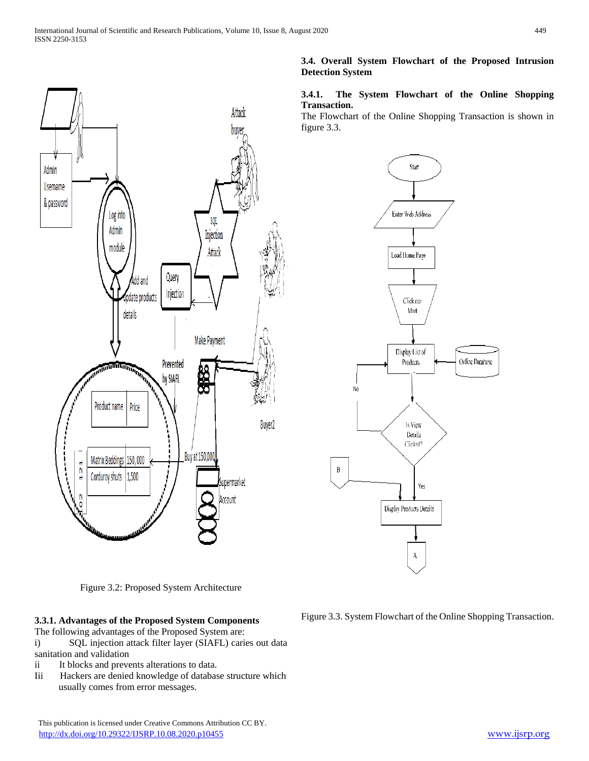Figure 3.2: Proposed System Architecture

### 3.3.1. Advantages of the Proposed System Components

The following advantages of the Proposed System are:

i) SQL injection attack filter layer (SIAFL) caries out data sanitation and validation

ii It blocks and prevents alterations to data.

Iii Hackers are denied knowledge of database structure which usually comes from error messages.

## 3.4. Overall System Flowchart of the Proposed Intrusion Detection System

### 3.4.1. The System Flowchart of the Online Shopping Transaction.

The Flowchart of the Online Shopping Transaction is shown in figure 3.3.

Figure 3.3. System Flowchart of the Online Shopping Transaction.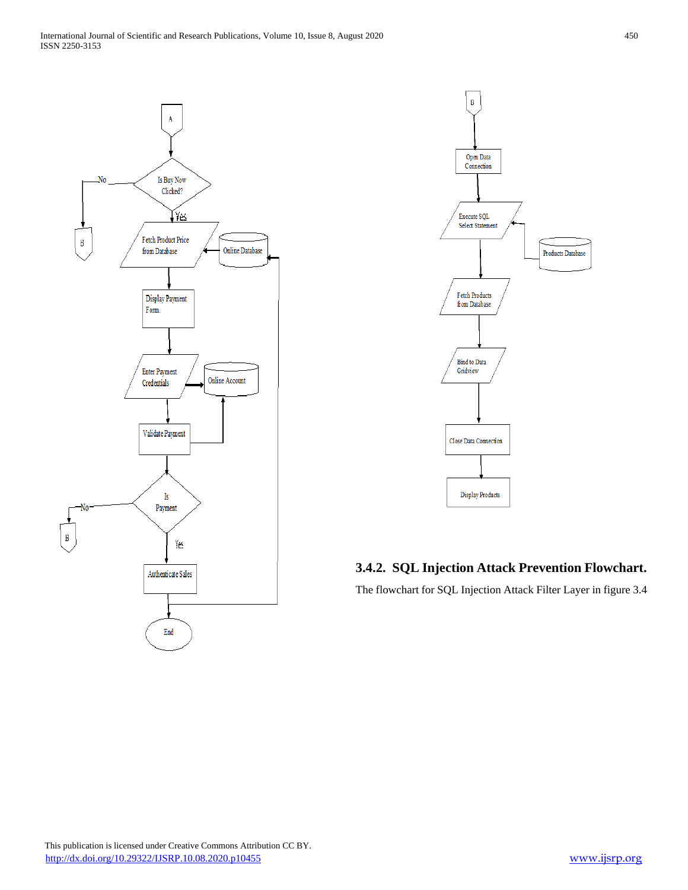## 3.4.2. SQL Injection Attack Prevention Flowchart.

The flowchart for SQL Injection Attack Filter Layer in figure 3.4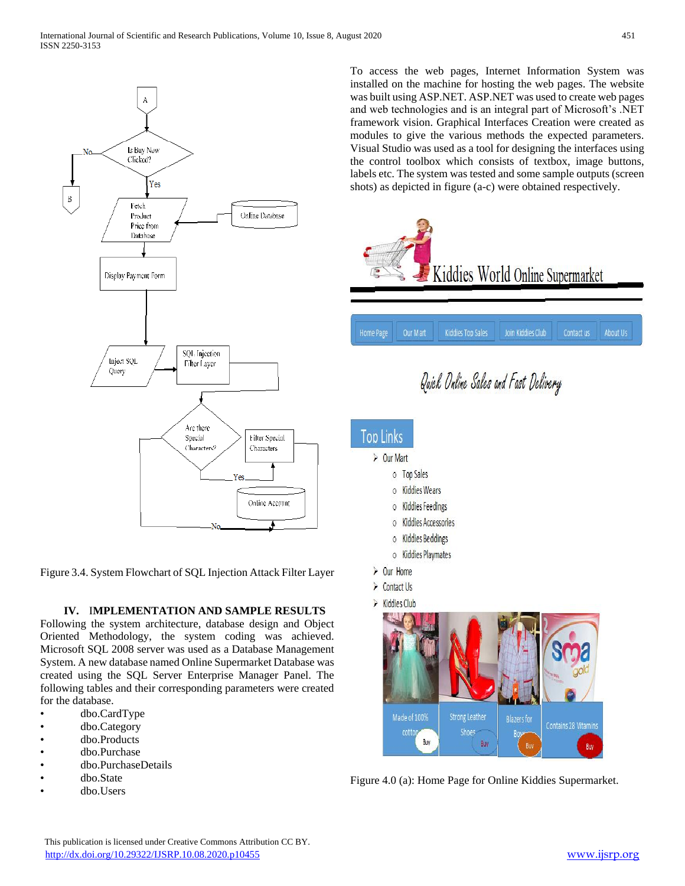Figure 3.4. System Flowchart of SQL Injection Attack Filter Layer

## IV. IMPLEMENTATION AND SAMPLE RESULTS

Following the system architecture, database design and Object Oriented Methodology, the system coding was achieved. Microsoft SQL 2008 server was used as a Database Management System. A new database named Online Supermarket Database was created using the SQL Server Enterprise Manager Panel. The following tables and their corresponding parameters were created for the database.

- dbo.CardType
- dbo.Category
- dbo.Products
- dbo.Purchase
- dbo.PurchaseDetails
- dbo.State
- dbo.Users

To access the web pages, Internet Information System was installed on the machine for hosting the web pages. The website was built using ASP.NET. ASP.NET was used to create web pages and web technologies and is an integral part of Microsoft's .NET framework vision. Graphical Interfaces Creation were created as modules to give the various methods the expected parameters. Visual Studio was used as a tool for designing the interfaces using the control toolbox which consists of textbox, image buttons, labels etc. The system was tested and some sample outputs (screen shots) as depicted in figure (a-c) were obtained respectively.

Figure 4.0 (a): Home Page for Online Kiddies Supermarket.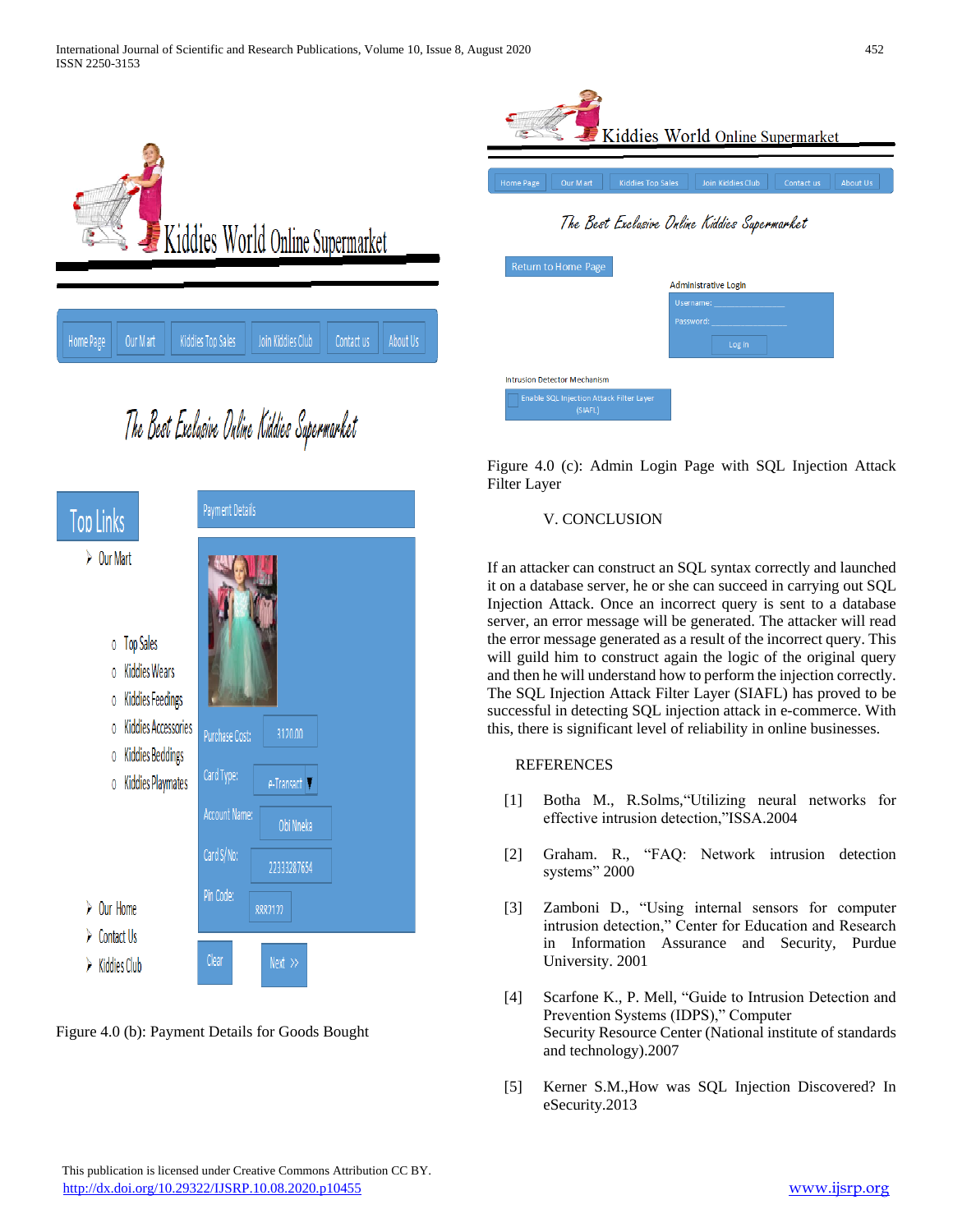Figure 4.0 (b): Payment Details for Goods Bought

Figure 4.0 (c): Admin Login Page with SQL Injection Attack Filter Layer

## V. CONCLUSION

If an attacker can construct an SQL syntax correctly and launched it on a database server, he or she can succeed in carrying out SQL Injection Attack. Once an incorrect query is sent to a database server, an error message will be generated. The attacker will read the error message generated as a result of the incorrect query. This will guild him to construct again the logic of the original query and then he will understand how to perform the injection correctly. The SQL Injection Attack Filter Layer (SIAFL) has proved to be successful in detecting SQL injection attack in e-commerce. With this, there is significant level of reliability in online businesses.

## REFERENCES

[1] Botha M., R.Solms,"Utilizing neural networks for effective intrusion detection,"ISSA.2004

[2] Graham. R., "FAQ: Network intrusion detection systems" 2000

[3] Zamboni D., "Using internal sensors for computer intrusion detection," Center for Education and Research in Information Assurance and Security, Purdue University. 2001

[4] Scarfone K., P. Mell, "Guide to Intrusion Detection and Prevention Systems (IDPS)," Computer Security Resource Center (National institute of standards and technology).2007

[5] Kerner S.M.,How was SQL Injection Discovered? In eSecurity.2013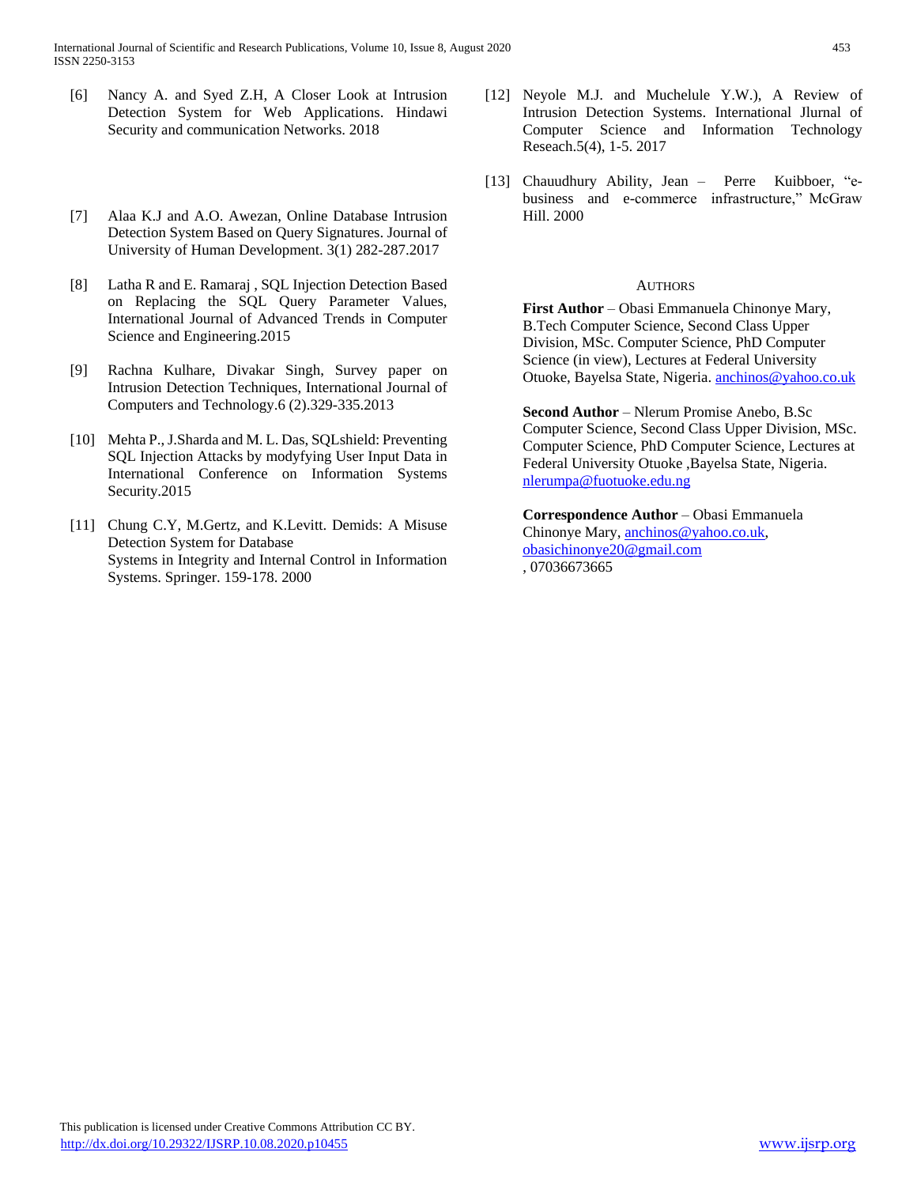[6] Nancy A. and Syed Z.H, A Closer Look at Intrusion Detection System for Web Applications. Hindawi Security and communication Networks. 2018

[7] Alaa K.J and A.O. Awezan, Online Database Intrusion Detection System Based on Query Signatures. Journal of University of Human Development. 3(1) 282-287.2017

[8] Latha R and E. Ramaraj , SQL Injection Detection Based on Replacing the SQL Query Parameter Values, International Journal of Advanced Trends in Computer Science and Engineering.2015

[9] Rachna Kulhare, Divakar Singh, Survey paper on Intrusion Detection Techniques, International Journal of Computers and Technology.6 (2).329-335.2013

[10] Mehta P., J.Sharda and M. L. Das, SQLshield: Preventing SQL Injection Attacks by modyfying User Input Data in International Conference on Information Systems Security.2015

[11] Chung C.Y, M.Gertz, and K.Levitt. Demids: A Misuse Detection System for Database Systems in Integrity and Internal Control in Information Systems. Springer. 159-178. 2000

[12] Neyole M.J. and Muchelule Y.W.), A Review of Intrusion Detection Systems. International Jlurnal of Computer Science and Information Technology Reseach.5(4), 1-5. 2017

[13] Chauudhury Ability, Jean – Perre Kuibboer, "e-business and e-commerce infrastructure," McGraw Hill. 2000

## Authors

**First Author** – Obasi Emmanuela Chinonye Mary, B.Tech Computer Science, Second Class Upper Division, MSc. Computer Science, PhD Computer Science (in view), Lectures at Federal University Otuoke, Bayelsa State, Nigeria. anchinos@yahoo.co.uk

**Second Author** – Nlerum Promise Anebo, B.Sc Computer Science, Second Class Upper Division, MSc. Computer Science, PhD Computer Science, Lectures at Federal University Otuoke ,Bayelsa State, Nigeria. nlerumpa@fuotuoke.edu.ng

**Correspondence Author** – Obasi Emmanuela Chinonye Mary, anchinos@yahoo.co.uk, obasichinonye20@gmail.com , 07036673665

This publication is licensed under Creative Commons Attribution CC BY.
http://dx.doi.org/10.29322/IJSRP.10.08.2020.p10455